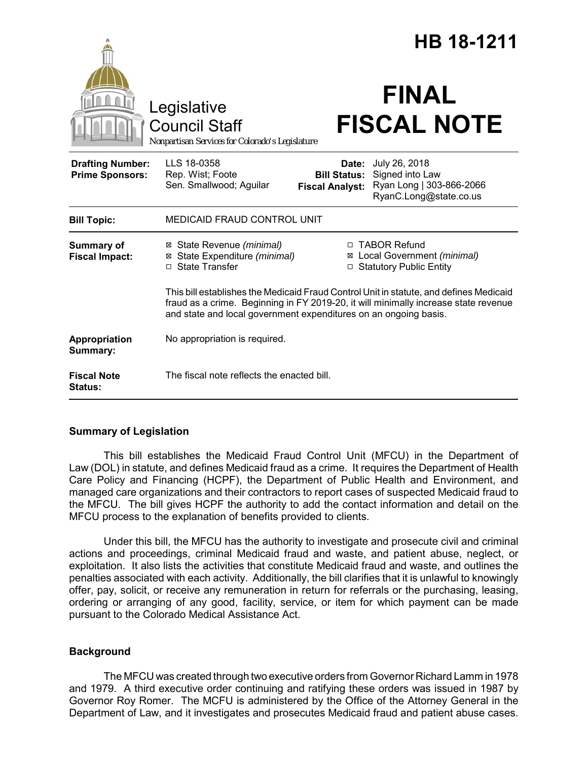# HB 18-1211

Legislative Council Staff
*Nonpartisan Services for Colorado's Legislature*

# FINAL FISCAL NOTE

| | | | |
|---|---|---|---|
| **Drafting Number:** | LLS 18-0358 | **Date:** | July 26, 2018 |
| **Prime Sponsors:** | Rep. Wist; Foote<br>Sen. Smallwood; Aguilar | **Bill Status:** | Signed into Law |
| | | **Fiscal Analyst:** | Ryan Long \| 303-866-2066<br>RyanC.Long@state.co.us |

| | |
|---|---|
| **Bill Topic:** | MEDICAID FRAUD CONTROL UNIT |
| **Summary of Fiscal Impact:** | ☒ State Revenue *(minimal)* ☒ State Expenditure *(minimal)* ☐ State Transfer ☐ TABOR Refund ☒ Local Government *(minimal)* ☐ Statutory Public Entity<br><br>This bill establishes the Medicaid Fraud Control Unit in statute, and defines Medicaid fraud as a crime. Beginning in FY 2019-20, it will minimally increase state revenue and state and local government expenditures on an ongoing basis. |
| **Appropriation Summary:** | No appropriation is required. |
| **Fiscal Note Status:** | The fiscal note reflects the enacted bill. |

## Summary of Legislation

This bill establishes the Medicaid Fraud Control Unit (MFCU) in the Department of Law (DOL) in statute, and defines Medicaid fraud as a crime. It requires the Department of Health Care Policy and Financing (HCPF), the Department of Public Health and Environment, and managed care organizations and their contractors to report cases of suspected Medicaid fraud to the MFCU. The bill gives HCPF the authority to add the contact information and detail on the MFCU process to the explanation of benefits provided to clients.

Under this bill, the MFCU has the authority to investigate and prosecute civil and criminal actions and proceedings, criminal Medicaid fraud and waste, and patient abuse, neglect, or exploitation. It also lists the activities that constitute Medicaid fraud and waste, and outlines the penalties associated with each activity. Additionally, the bill clarifies that it is unlawful to knowingly offer, pay, solicit, or receive any remuneration in return for referrals or the purchasing, leasing, ordering or arranging of any good, facility, service, or item for which payment can be made pursuant to the Colorado Medical Assistance Act.

## Background

The MFCU was created through two executive orders from Governor Richard Lamm in 1978 and 1979. A third executive order continuing and ratifying these orders was issued in 1987 by Governor Roy Romer. The MCFU is administered by the Office of the Attorney General in the Department of Law, and it investigates and prosecutes Medicaid fraud and patient abuse cases.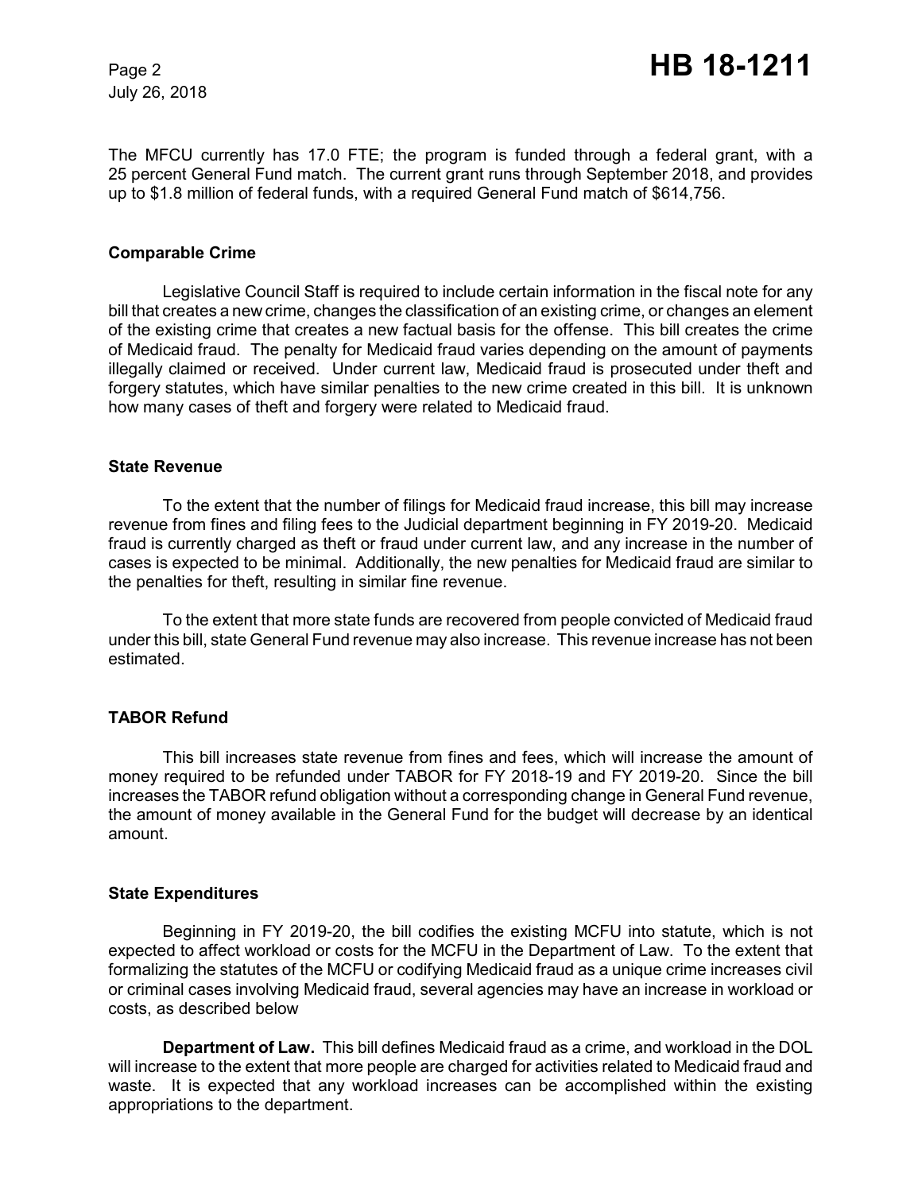The MFCU currently has 17.0 FTE; the program is funded through a federal grant, with a 25 percent General Fund match. The current grant runs through September 2018, and provides up to $1.8 million of federal funds, with a required General Fund match of $614,756.

### Comparable Crime

Legislative Council Staff is required to include certain information in the fiscal note for any bill that creates a new crime, changes the classification of an existing crime, or changes an element of the existing crime that creates a new factual basis for the offense. This bill creates the crime of Medicaid fraud. The penalty for Medicaid fraud varies depending on the amount of payments illegally claimed or received. Under current law, Medicaid fraud is prosecuted under theft and forgery statutes, which have similar penalties to the new crime created in this bill. It is unknown how many cases of theft and forgery were related to Medicaid fraud.

### State Revenue

To the extent that the number of filings for Medicaid fraud increase, this bill may increase revenue from fines and filing fees to the Judicial department beginning in FY 2019-20. Medicaid fraud is currently charged as theft or fraud under current law, and any increase in the number of cases is expected to be minimal. Additionally, the new penalties for Medicaid fraud are similar to the penalties for theft, resulting in similar fine revenue.

To the extent that more state funds are recovered from people convicted of Medicaid fraud under this bill, state General Fund revenue may also increase. This revenue increase has not been estimated.

### TABOR Refund

This bill increases state revenue from fines and fees, which will increase the amount of money required to be refunded under TABOR for FY 2018-19 and FY 2019-20. Since the bill increases the TABOR refund obligation without a corresponding change in General Fund revenue, the amount of money available in the General Fund for the budget will decrease by an identical amount.

### State Expenditures

Beginning in FY 2019-20, the bill codifies the existing MCFU into statute, which is not expected to affect workload or costs for the MCFU in the Department of Law. To the extent that formalizing the statutes of the MCFU or codifying Medicaid fraud as a unique crime increases civil or criminal cases involving Medicaid fraud, several agencies may have an increase in workload or costs, as described below

**Department of Law.** This bill defines Medicaid fraud as a crime, and workload in the DOL will increase to the extent that more people are charged for activities related to Medicaid fraud and waste. It is expected that any workload increases can be accomplished within the existing appropriations to the department.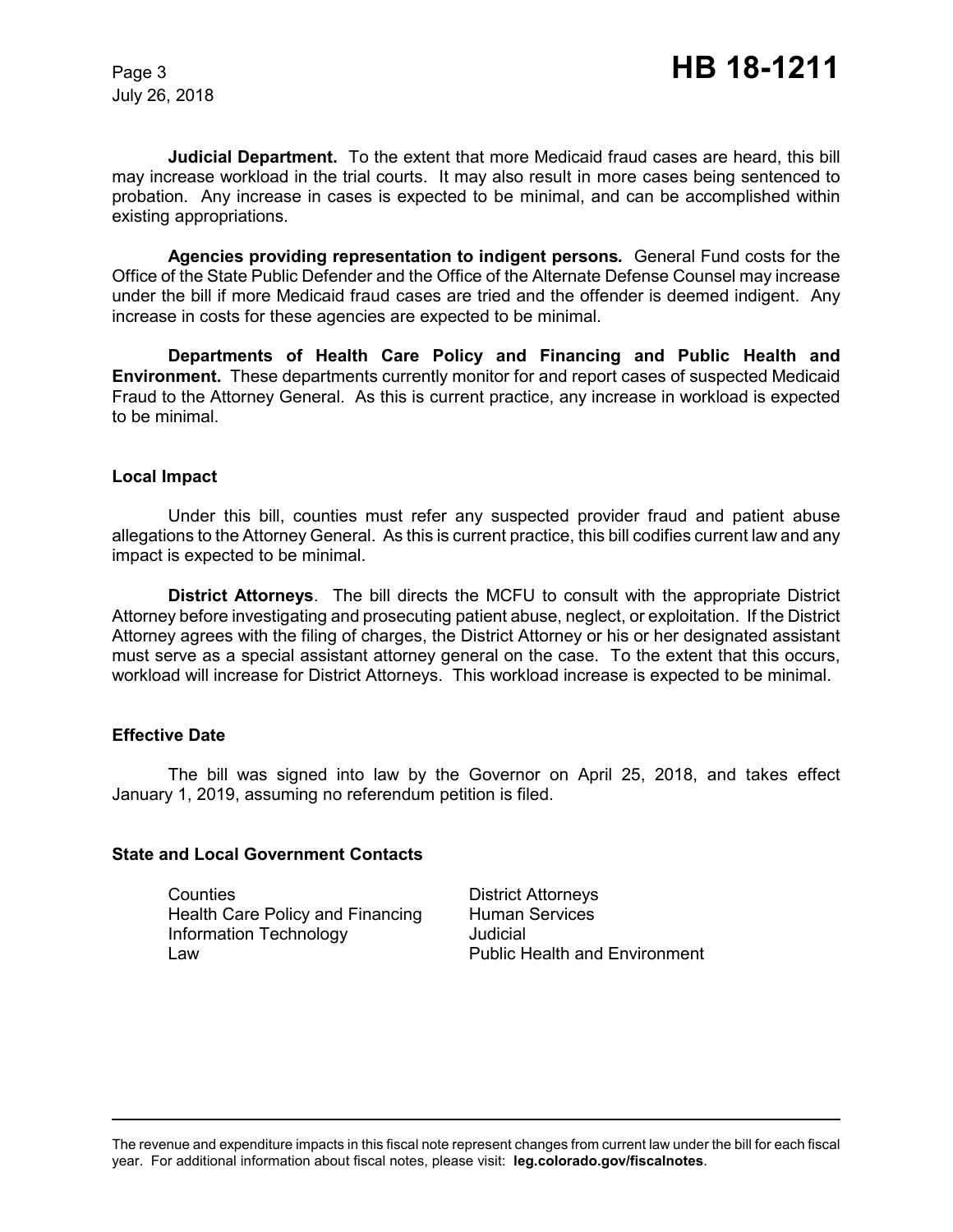**Judicial Department.** To the extent that more Medicaid fraud cases are heard, this bill may increase workload in the trial courts. It may also result in more cases being sentenced to probation. Any increase in cases is expected to be minimal, and can be accomplished within existing appropriations.

***Agencies providing representation to indigent persons.*** General Fund costs for the Office of the State Public Defender and the Office of the Alternate Defense Counsel may increase under the bill if more Medicaid fraud cases are tried and the offender is deemed indigent. Any increase in costs for these agencies are expected to be minimal.

**Departments of Health Care Policy and Financing and Public Health and Environment.** These departments currently monitor for and report cases of suspected Medicaid Fraud to the Attorney General. As this is current practice, any increase in workload is expected to be minimal.

## Local Impact

Under this bill, counties must refer any suspected provider fraud and patient abuse allegations to the Attorney General. As this is current practice, this bill codifies current law and any impact is expected to be minimal.

**District Attorneys**. The bill directs the MCFU to consult with the appropriate District Attorney before investigating and prosecuting patient abuse, neglect, or exploitation. If the District Attorney agrees with the filing of charges, the District Attorney or his or her designated assistant must serve as a special assistant attorney general on the case. To the extent that this occurs, workload will increase for District Attorneys. This workload increase is expected to be minimal.

## Effective Date

The bill was signed into law by the Governor on April 25, 2018, and takes effect January 1, 2019, assuming no referendum petition is filed.

## State and Local Government Contacts

| | |
|---|---|
| Counties | District Attorneys |
| Health Care Policy and Financing | Human Services |
| Information Technology | Judicial |
| Law | Public Health and Environment |

The revenue and expenditure impacts in this fiscal note represent changes from current law under the bill for each fiscal year. For additional information about fiscal notes, please visit: **leg.colorado.gov/fiscalnotes**.